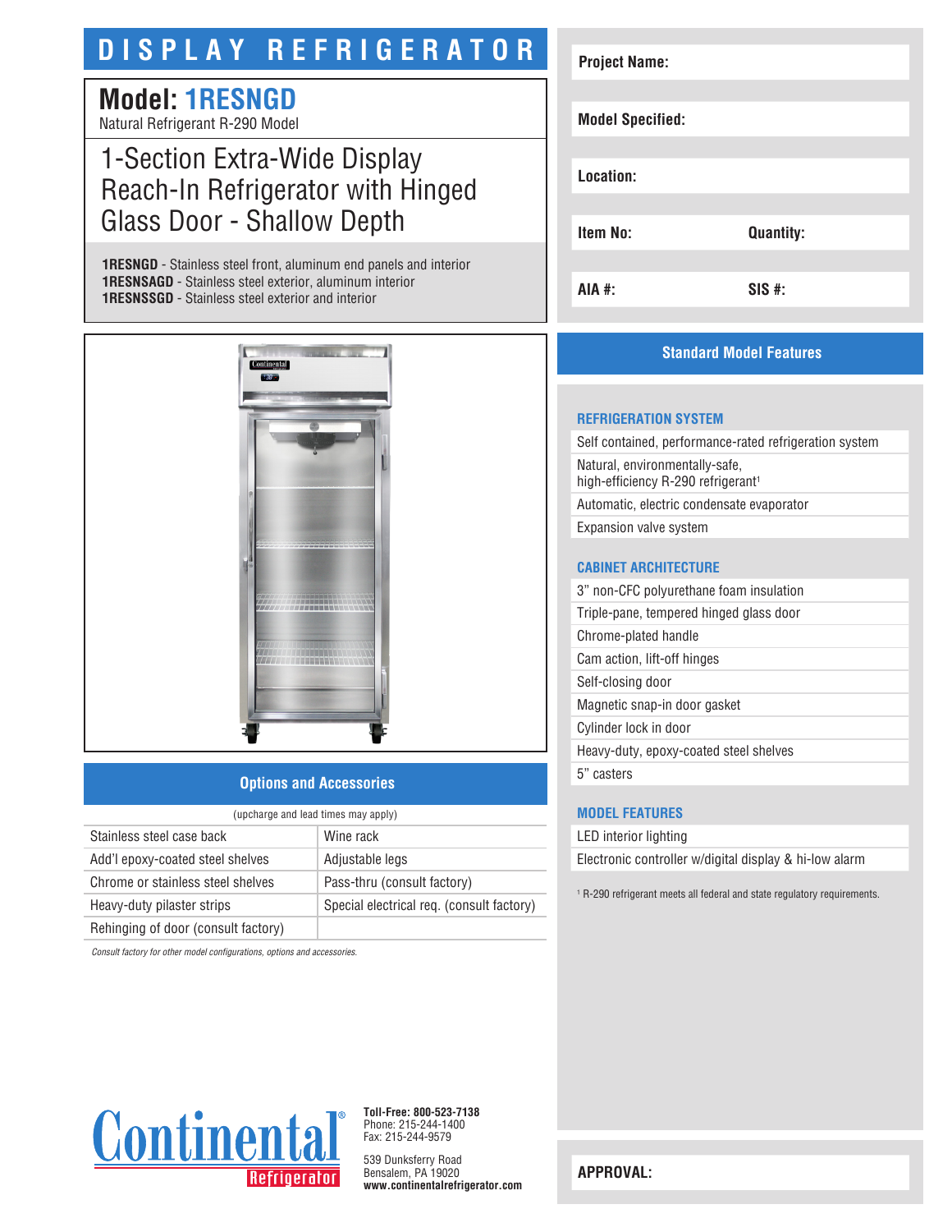# DISPLAY REFRIGERATOR

## Model: 1RESNGD

Natural Refrigerant R-290 Model

## 1-Section Extra-Wide Display Reach-In Refrigerator with Hinged Glass Door - Shallow Depth

**1RESNGD** - Stainless steel front, aluminum end panels and interior
**1RESNSAGD** - Stainless steel exterior, aluminum interior
**1RESNSSGD** - Stainless steel exterior and interior

| | |
|---|---|
| **Project Name:** | |
| **Model Specified:** | |
| **Location:** | |
| **Item No:** | **Quantity:** |
| **AIA #:** | **SIS #:** |

## Standard Model Features

### REFRIGERATION SYSTEM

- Self contained, performance-rated refrigeration system
- Natural, environmentally-safe, high-efficiency R-290 refrigerant[1]
- Automatic, electric condensate evaporator
- Expansion valve system

### CABINET ARCHITECTURE

- 3" non-CFC polyurethane foam insulation
- Triple-pane, tempered hinged glass door
- Chrome-plated handle
- Cam action, lift-off hinges
- Self-closing door
- Magnetic snap-in door gasket
- Cylinder lock in door
- Heavy-duty, epoxy-coated steel shelves
- 5" casters

### MODEL FEATURES

- LED interior lighting
- Electronic controller w/digital display & hi-low alarm

[1] R-290 refrigerant meets all federal and state regulatory requirements.

## Options and Accessories

(upcharge and lead times may apply)

| | |
|---|---|
| Stainless steel case back | Wine rack |
| Add'l epoxy-coated steel shelves | Adjustable legs |
| Chrome or stainless steel shelves | Pass-thru (consult factory) |
| Heavy-duty pilaster strips | Special electrical req. (consult factory) |
| Rehinging of door (consult factory) | |

*Consult factory for other model configurations, options and accessories.*

Continental® Refrigerator

**Toll-Free: 800-523-7138**
Phone: 215-244-1400
Fax: 215-244-9579

539 Dunksferry Road
Bensalem, PA 19020
**www.continentalrefrigerator.com**

**APPROVAL:**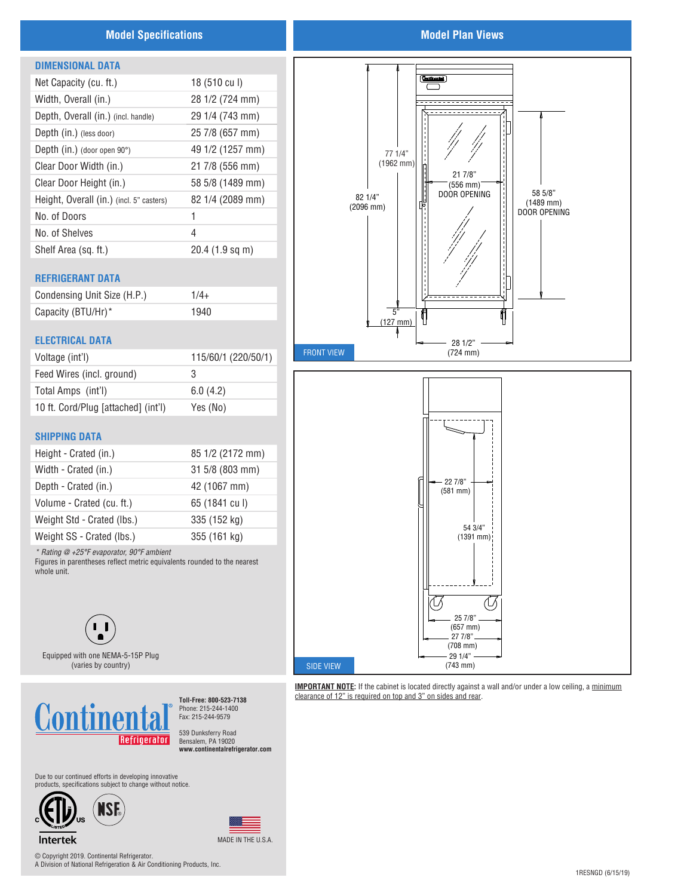## Model Specifications

### DIMENSIONAL DATA

| | |
|---|---|
| Net Capacity (cu. ft.) | 18 (510 cu l) |
| Width, Overall (in.) | 28 1/2 (724 mm) |
| Depth, Overall (in.) (incl. handle) | 29 1/4 (743 mm) |
| Depth (in.) (less door) | 25 7/8 (657 mm) |
| Depth (in.) (door open 90°) | 49 1/2 (1257 mm) |
| Clear Door Width (in.) | 21 7/8 (556 mm) |
| Clear Door Height (in.) | 58 5/8 (1489 mm) |
| Height, Overall (in.) (incl. 5" casters) | 82 1/4 (2089 mm) |
| No. of Doors | 1 |
| No. of Shelves | 4 |
| Shelf Area (sq. ft.) | 20.4 (1.9 sq m) |

### REFRIGERANT DATA

| | |
|---|---|
| Condensing Unit Size (H.P.) | 1/4+ |
| Capacity (BTU/Hr)* | 1940 |

### ELECTRICAL DATA

| | |
|---|---|
| Voltage (int'l) | 115/60/1 (220/50/1) |
| Feed Wires (incl. ground) | 3 |
| Total Amps (int'l) | 6.0 (4.2) |
| 10 ft. Cord/Plug [attached] (int'l) | Yes (No) |

### SHIPPING DATA

| | |
|---|---|
| Height - Crated (in.) | 85 1/2 (2172 mm) |
| Width - Crated (in.) | 31 5/8 (803 mm) |
| Depth - Crated (in.) | 42 (1067 mm) |
| Volume - Crated (cu. ft.) | 65 (1841 cu l) |
| Weight Std - Crated (lbs.) | 335 (152 kg) |
| Weight SS - Crated (lbs.) | 355 (161 kg) |

*\* Rating @ +25°F evaporator, 90°F ambient*

Figures in parentheses reflect metric equivalents rounded to the nearest whole unit.

Equipped with one NEMA-5-15P Plug (varies by country)

**Continental Refrigerator**

**Toll-Free: 800-523-7138**
Phone: 215-244-1400
Fax: 215-244-9579

539 Dunksferry Road
Bensalem, PA 19020
**www.continentalrefrigerator.com**

Due to our continued efforts in developing innovative products, specifications subject to change without notice.

Intertek

MADE IN THE U.S.A.

© Copyright 2019. Continental Refrigerator.
A Division of National Refrigeration & Air Conditioning Products, Inc.

## Model Plan Views

FRONT VIEW

77 1/4" (1962 mm)
82 1/4" (2096 mm)
21 7/8" (556 mm) DOOR OPENING
58 5/8" (1489 mm) DOOR OPENING
5" (127 mm)
28 1/2" (724 mm)

SIDE VIEW

22 7/8" (581 mm)
54 3/4" (1391 mm)
25 7/8" (657 mm)
27 7/8" (708 mm)
29 1/4" (743 mm)

**IMPORTANT NOTE:** If the cabinet is located directly against a wall and/or under a low ceiling, a minimum clearance of 12" is required on top and 3" on sides and rear.

1RESNGD (6/15/19)